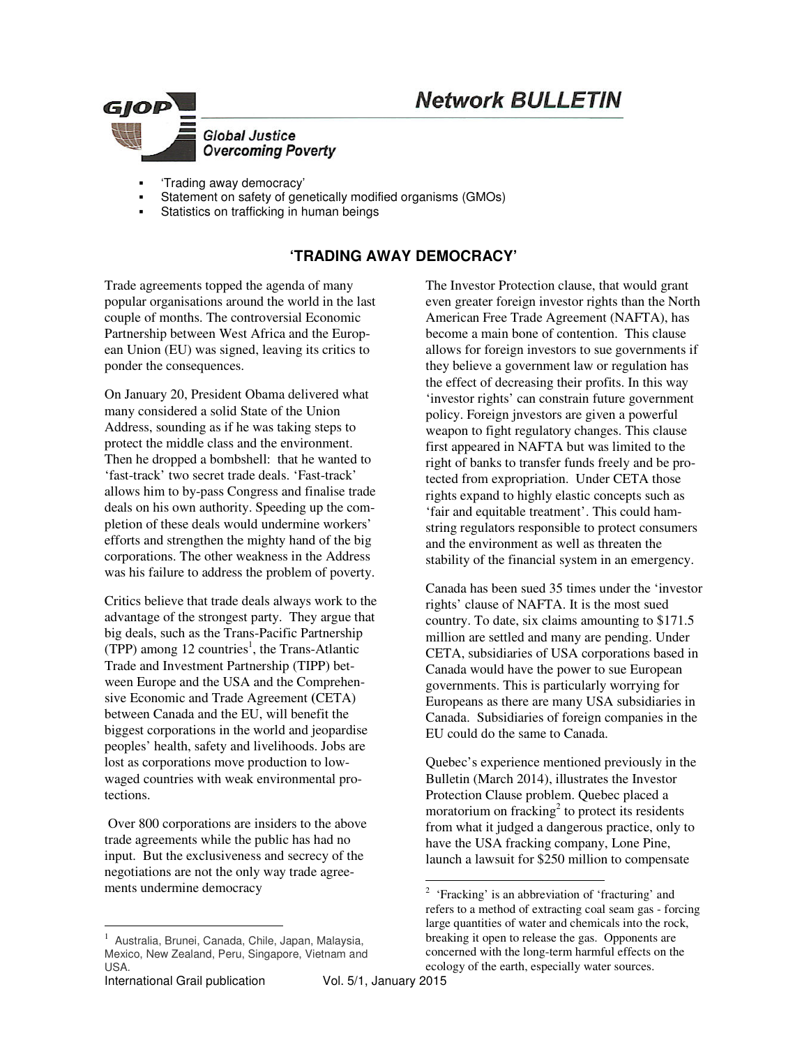# Network BULLETIN

**Global Justice Overcoming Poverty**

- 'Trading away democracy'
- Statement on safety of genetically modified organisms (GMOs)
- Statistics on trafficking in human beings

## 'TRADING AWAY DEMOCRACY'

Trade agreements topped the agenda of many popular organisations around the world in the last couple of months. The controversial Economic Partnership between West Africa and the European Union (EU) was signed, leaving its critics to ponder the consequences.

On January 20, President Obama delivered what many considered a solid State of the Union Address, sounding as if he was taking steps to protect the middle class and the environment. Then he dropped a bombshell: that he wanted to 'fast-track' two secret trade deals. 'Fast-track' allows him to by-pass Congress and finalise trade deals on his own authority. Speeding up the completion of these deals would undermine workers' efforts and strengthen the mighty hand of the big corporations. The other weakness in the Address was his failure to address the problem of poverty.

Critics believe that trade deals always work to the advantage of the strongest party. They argue that big deals, such as the Trans-Pacific Partnership (TPP) among 12 countries[1], the Trans-Atlantic Trade and Investment Partnership (TIPP) between Europe and the USA and the Comprehensive Economic and Trade Agreement (CETA) between Canada and the EU, will benefit the biggest corporations in the world and jeopardise peoples' health, safety and livelihoods. Jobs are lost as corporations move production to low-waged countries with weak environmental protections.

Over 800 corporations are insiders to the above trade agreements while the public has had no input. But the exclusiveness and secrecy of the negotiations are not the only way trade agreements undermine democracy

The Investor Protection clause, that would grant even greater foreign investor rights than the North American Free Trade Agreement (NAFTA), has become a main bone of contention. This clause allows for foreign investors to sue governments if they believe a government law or regulation has the effect of decreasing their profits. In this way 'investor rights' can constrain future government policy. Foreign jnvestors are given a powerful weapon to fight regulatory changes. This clause first appeared in NAFTA but was limited to the right of banks to transfer funds freely and be protected from expropriation. Under CETA those rights expand to highly elastic concepts such as 'fair and equitable treatment'. This could hamstring regulators responsible to protect consumers and the environment as well as threaten the stability of the financial system in an emergency.

Canada has been sued 35 times under the 'investor rights' clause of NAFTA. It is the most sued country. To date, six claims amounting to $171.5 million are settled and many are pending. Under CETA, subsidiaries of USA corporations based in Canada would have the power to sue European governments. This is particularly worrying for Europeans as there are many USA subsidiaries in Canada. Subsidiaries of foreign companies in the EU could do the same to Canada.

Quebec's experience mentioned previously in the Bulletin (March 2014), illustrates the Investor Protection Clause problem. Quebec placed a moratorium on fracking[2] to protect its residents from what it judged a dangerous practice, only to have the USA fracking company, Lone Pine, launch a lawsuit for $250 million to compensate

---

[1] Australia, Brunei, Canada, Chile, Japan, Malaysia, Mexico, New Zealand, Peru, Singapore, Vietnam and USA.

[2] 'Fracking' is an abbreviation of 'fracturing' and refers to a method of extracting coal seam gas - forcing large quantities of water and chemicals into the rock, breaking it open to release the gas. Opponents are concerned with the long-term harmful effects on the ecology of the earth, especially water sources.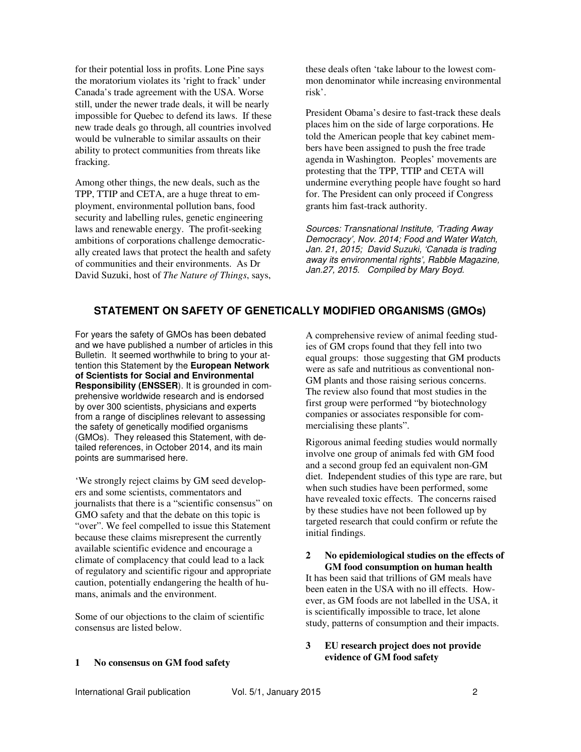for their potential loss in profits. Lone Pine says the moratorium violates its 'right to frack' under Canada's trade agreement with the USA. Worse still, under the newer trade deals, it will be nearly impossible for Quebec to defend its laws. If these new trade deals go through, all countries involved would be vulnerable to similar assaults on their ability to protect communities from threats like fracking.

Among other things, the new deals, such as the TPP, TTIP and CETA, are a huge threat to employment, environmental pollution bans, food security and labelling rules, genetic engineering laws and renewable energy. The profit-seeking ambitions of corporations challenge democratically created laws that protect the health and safety of communities and their environments. As Dr David Suzuki, host of *The Nature of Things*, says, these deals often 'take labour to the lowest common denominator while increasing environmental risk'.

President Obama's desire to fast-track these deals places him on the side of large corporations. He told the American people that key cabinet members have been assigned to push the free trade agenda in Washington. Peoples' movements are protesting that the TPP, TTIP and CETA will undermine everything people have fought so hard for. The President can only proceed if Congress grants him fast-track authority.

*Sources: Transnational Institute, 'Trading Away Democracy', Nov. 2014; Food and Water Watch, Jan. 21, 2015; David Suzuki, 'Canada is trading away its environmental rights', Rabble Magazine, Jan.27, 2015. Compiled by Mary Boyd.*

## STATEMENT ON SAFETY OF GENETICALLY MODIFIED ORGANISMS (GMOs)

For years the safety of GMOs has been debated and we have published a number of articles in this Bulletin. It seemed worthwhile to bring to your attention this Statement by the **European Network of Scientists for Social and Environmental Responsibility (ENSSER)**. It is grounded in comprehensive worldwide research and is endorsed by over 300 scientists, physicians and experts from a range of disciplines relevant to assessing the safety of genetically modified organisms (GMOs). They released this Statement, with detailed references, in October 2014, and its main points are summarised here.

'We strongly reject claims by GM seed developers and some scientists, commentators and journalists that there is a "scientific consensus" on GMO safety and that the debate on this topic is "over". We feel compelled to issue this Statement because these claims misrepresent the currently available scientific evidence and encourage a climate of complacency that could lead to a lack of regulatory and scientific rigour and appropriate caution, potentially endangering the health of humans, animals and the environment.

Some of our objections to the claim of scientific consensus are listed below.

### 1 No consensus on GM food safety

A comprehensive review of animal feeding studies of GM crops found that they fell into two equal groups: those suggesting that GM products were as safe and nutritious as conventional non-GM plants and those raising serious concerns. The review also found that most studies in the first group were performed "by biotechnology companies or associates responsible for commercialising these plants".

Rigorous animal feeding studies would normally involve one group of animals fed with GM food and a second group fed an equivalent non-GM diet. Independent studies of this type are rare, but when such studies have been performed, some have revealed toxic effects. The concerns raised by these studies have not been followed up by targeted research that could confirm or refute the initial findings.

### 2 No epidemiological studies on the effects of GM food consumption on human health

It has been said that trillions of GM meals have been eaten in the USA with no ill effects. However, as GM foods are not labelled in the USA, it is scientifically impossible to trace, let alone study, patterns of consumption and their impacts.

### 3 EU research project does not provide evidence of GM food safety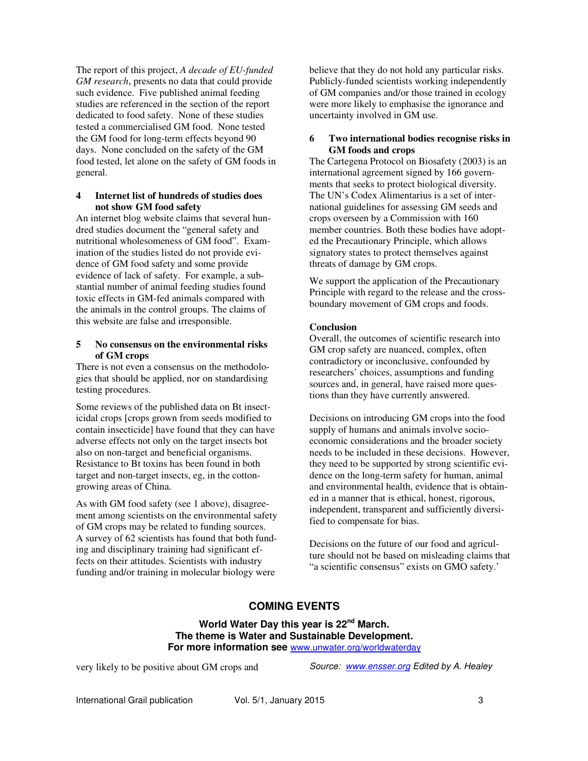The report of this project, *A decade of EU-funded GM research*, presents no data that could provide such evidence. Five published animal feeding studies are referenced in the section of the report dedicated to food safety. None of these studies tested a commercialised GM food. None tested the GM food for long-term effects beyond 90 days. None concluded on the safety of the GM food tested, let alone on the safety of GM foods in general.

**4 Internet list of hundreds of studies does not show GM food safety**

An internet blog website claims that several hundred studies document the "general safety and nutritional wholesomeness of GM food". Examination of the studies listed do not provide evidence of GM food safety and some provide evidence of lack of safety. For example, a substantial number of animal feeding studies found toxic effects in GM-fed animals compared with the animals in the control groups. The claims of this website are false and irresponsible.

**5 No consensus on the environmental risks of GM crops**

There is not even a consensus on the methodologies that should be applied, nor on standardising testing procedures.

Some reviews of the published data on Bt insecticidal crops [crops grown from seeds modified to contain insecticide] have found that they can have adverse effects not only on the target insects bot also on non-target and beneficial organisms. Resistance to Bt toxins has been found in both target and non-target insects, eg, in the cotton-growing areas of China.

As with GM food safety (see 1 above), disagreement among scientists on the environmental safety of GM crops may be related to funding sources. A survey of 62 scientists has found that both funding and disciplinary training had significant effects on their attitudes. Scientists with industry funding and/or training in molecular biology were very likely to be positive about GM crops and believe that they do not hold any particular risks. Publicly-funded scientists working independently of GM companies and/or those trained in ecology were more likely to emphasise the ignorance and uncertainty involved in GM use.

**6 Two international bodies recognise risks in GM foods and crops**

The Cartegena Protocol on Biosafety (2003) is an international agreement signed by 166 governments that seeks to protect biological diversity. The UN's Codex Alimentarius is a set of international guidelines for assessing GM seeds and crops overseen by a Commission with 160 member countries. Both these bodies have adopted the Precautionary Principle, which allows signatory states to protect themselves against threats of damage by GM crops.

We support the application of the Precautionary Principle with regard to the release and the cross-boundary movement of GM crops and foods.

**Conclusion**

Overall, the outcomes of scientific research into GM crop safety are nuanced, complex, often contradictory or inconclusive, confounded by researchers' choices, assumptions and funding sources and, in general, have raised more questions than they have currently answered.

Decisions on introducing GM crops into the food supply of humans and animals involve socio-economic considerations and the broader society needs to be included in these decisions. However, they need to be supported by strong scientific evidence on the long-term safety for human, animal and environmental health, evidence that is obtained in a manner that is ethical, honest, rigorous, independent, transparent and sufficiently diversified to compensate for bias.

Decisions on the future of our food and agriculture should not be based on misleading claims that "a scientific consensus" exists on GMO safety.'

*Source: www.ensser.org Edited by A. Healey*

## COMING EVENTS

**World Water Day this year is 22nd March.**
**The theme is Water and Sustainable Development.**
**For more information see** www.unwater.org/worldwaterday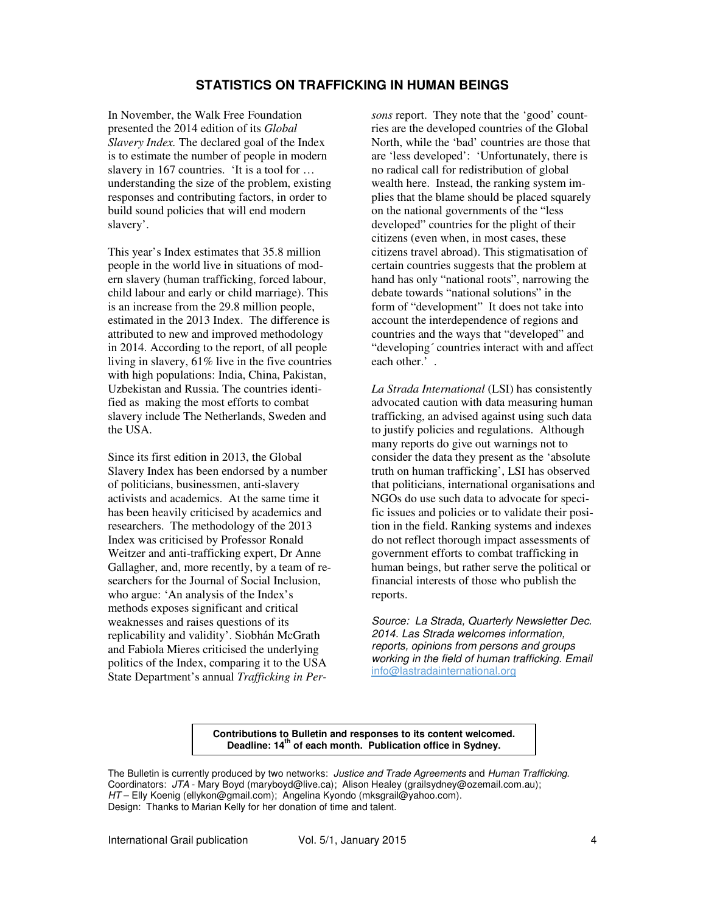## STATISTICS ON TRAFFICKING IN HUMAN BEINGS

In November, the Walk Free Foundation presented the 2014 edition of its *Global Slavery Index.* The declared goal of the Index is to estimate the number of people in modern slavery in 167 countries. 'It is a tool for … understanding the size of the problem, existing responses and contributing factors, in order to build sound policies that will end modern slavery'.

This year's Index estimates that 35.8 million people in the world live in situations of modern slavery (human trafficking, forced labour, child labour and early or child marriage). This is an increase from the 29.8 million people, estimated in the 2013 Index. The difference is attributed to new and improved methodology in 2014. According to the report, of all people living in slavery, 61% live in the five countries with high populations: India, China, Pakistan, Uzbekistan and Russia. The countries identified as making the most efforts to combat slavery include The Netherlands, Sweden and the USA.

Since its first edition in 2013, the Global Slavery Index has been endorsed by a number of politicians, businessmen, anti-slavery activists and academics. At the same time it has been heavily criticised by academics and researchers. The methodology of the 2013 Index was criticised by Professor Ronald Weitzer and anti-trafficking expert, Dr Anne Gallagher, and, more recently, by a team of researchers for the Journal of Social Inclusion, who argue: 'An analysis of the Index's methods exposes significant and critical weaknesses and raises questions of its replicability and validity'. Siobhán McGrath and Fabiola Mieres criticised the underlying politics of the Index, comparing it to the USA State Department's annual *Trafficking in Persons* report. They note that the 'good' countries are the developed countries of the Global North, while the 'bad' countries are those that are 'less developed': 'Unfortunately, there is no radical call for redistribution of global wealth here. Instead, the ranking system implies that the blame should be placed squarely on the national governments of the "less developed" countries for the plight of their citizens (even when, in most cases, these citizens travel abroad). This stigmatisation of certain countries suggests that the problem at hand has only "national roots", narrowing the debate towards "national solutions" in the form of "development" It does not take into account the interdependence of regions and countries and the ways that "developed" and "developing´ countries interact with and affect each other.' .

*La Strada International* (LSI) has consistently advocated caution with data measuring human trafficking, an advised against using such data to justify policies and regulations. Although many reports do give out warnings not to consider the data they present as the 'absolute truth on human trafficking', LSI has observed that politicians, international organisations and NGOs do use such data to advocate for specific issues and policies or to validate their position in the field. Ranking systems and indexes do not reflect thorough impact assessments of government efforts to combat trafficking in human beings, but rather serve the political or financial interests of those who publish the reports.

*Source: La Strada, Quarterly Newsletter Dec. 2014. Las Strada welcomes information, reports, opinions from persons and groups working in the field of human trafficking. Email* info@lastradainternational.org

**Contributions to Bulletin and responses to its content welcomed. Deadline: 14th of each month. Publication office in Sydney.**

The Bulletin is currently produced by two networks: *Justice and Trade Agreements* and *Human Trafficking.*
Coordinators: *JTA* - Mary Boyd (maryboyd@live.ca); Alison Healey (grailsydney@ozemail.com.au);
*HT* – Elly Koenig (ellykon@gmail.com); Angelina Kyondo (mksgrail@yahoo.com).
Design: Thanks to Marian Kelly for her donation of time and talent.